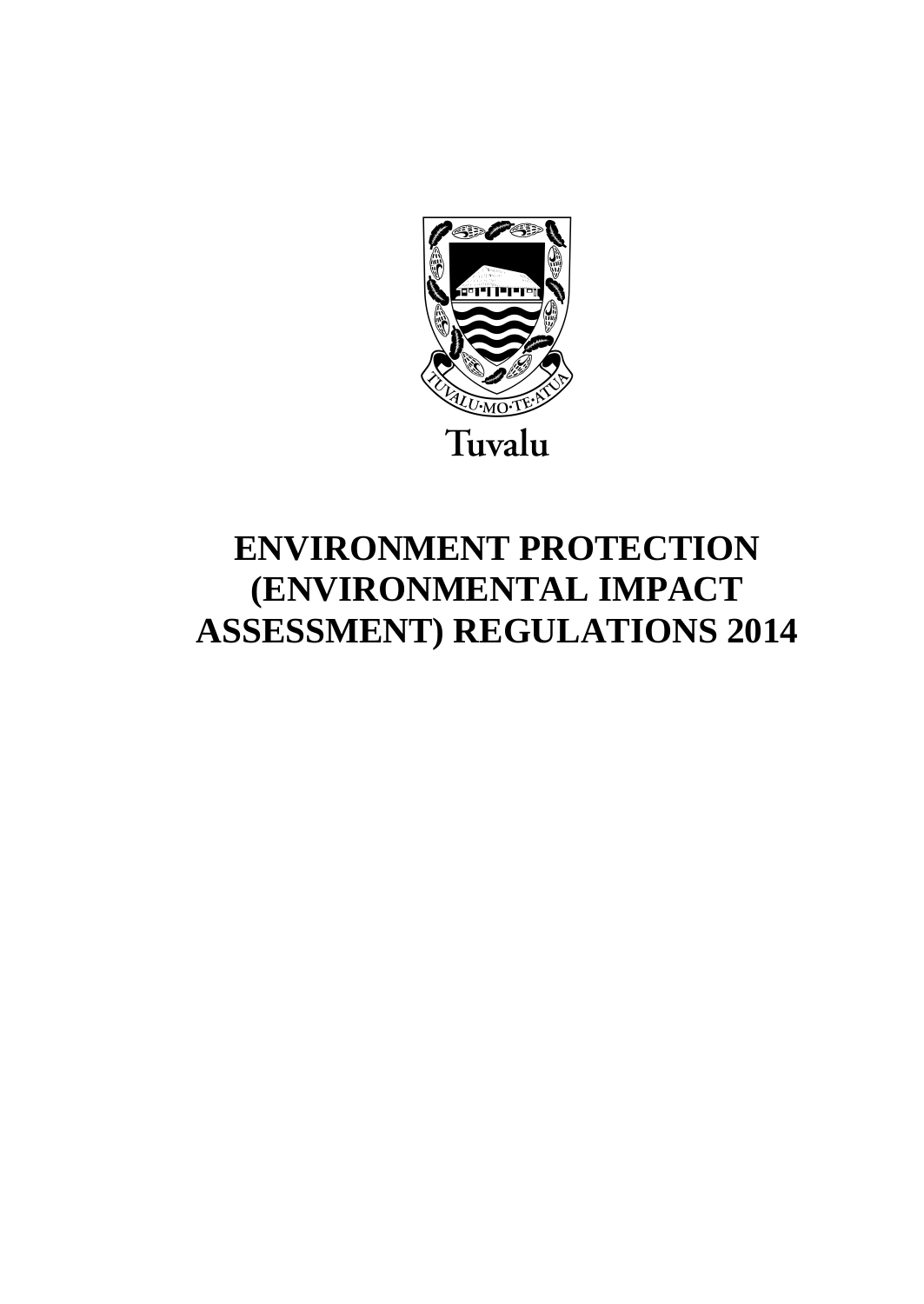TUVALU·MO·TE·ATUA

Tuvalu

# ENVIRONMENT PROTECTION (ENVIRONMENTAL IMPACT ASSESSMENT) REGULATIONS 2014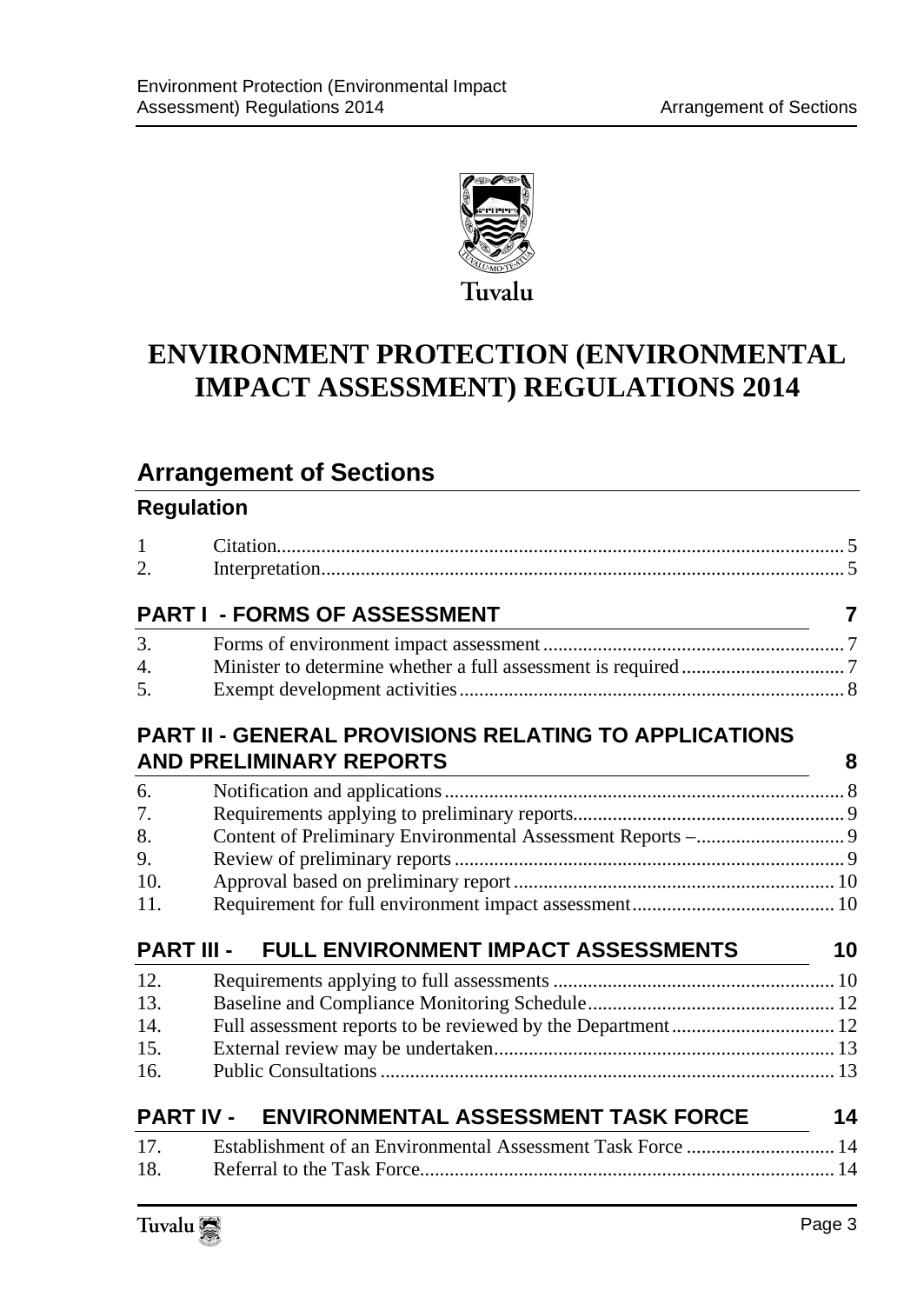Tuvalu

# ENVIRONMENT PROTECTION (ENVIRONMENTAL IMPACT ASSESSMENT) REGULATIONS 2014

## Arrangement of Sections

### Regulation

| | | |
|---|---|---|
| 1 | Citation | 5 |
| 2. | Interpretation | 5 |

### PART I - FORMS OF ASSESSMENT — 7

| | | |
|---|---|---|
| 3. | Forms of environment impact assessment | 7 |
| 4. | Minister to determine whether a full assessment is required | 7 |
| 5. | Exempt development activities | 8 |

### PART II - GENERAL PROVISIONS RELATING TO APPLICATIONS AND PRELIMINARY REPORTS — 8

| | | |
|---|---|---|
| 6. | Notification and applications | 8 |
| 7. | Requirements applying to preliminary reports | 9 |
| 8. | Content of Preliminary Environmental Assessment Reports – | 9 |
| 9. | Review of preliminary reports | 9 |
| 10. | Approval based on preliminary report | 10 |
| 11. | Requirement for full environment impact assessment | 10 |

### PART III - FULL ENVIRONMENT IMPACT ASSESSMENTS — 10

| | | |
|---|---|---|
| 12. | Requirements applying to full assessments | 10 |
| 13. | Baseline and Compliance Monitoring Schedule | 12 |
| 14. | Full assessment reports to be reviewed by the Department | 12 |
| 15. | External review may be undertaken | 13 |
| 16. | Public Consultations | 13 |

### PART IV - ENVIRONMENTAL ASSESSMENT TASK FORCE — 14

| | | |
|---|---|---|
| 17. | Establishment of an Environmental Assessment Task Force | 14 |
| 18. | Referral to the Task Force | 14 |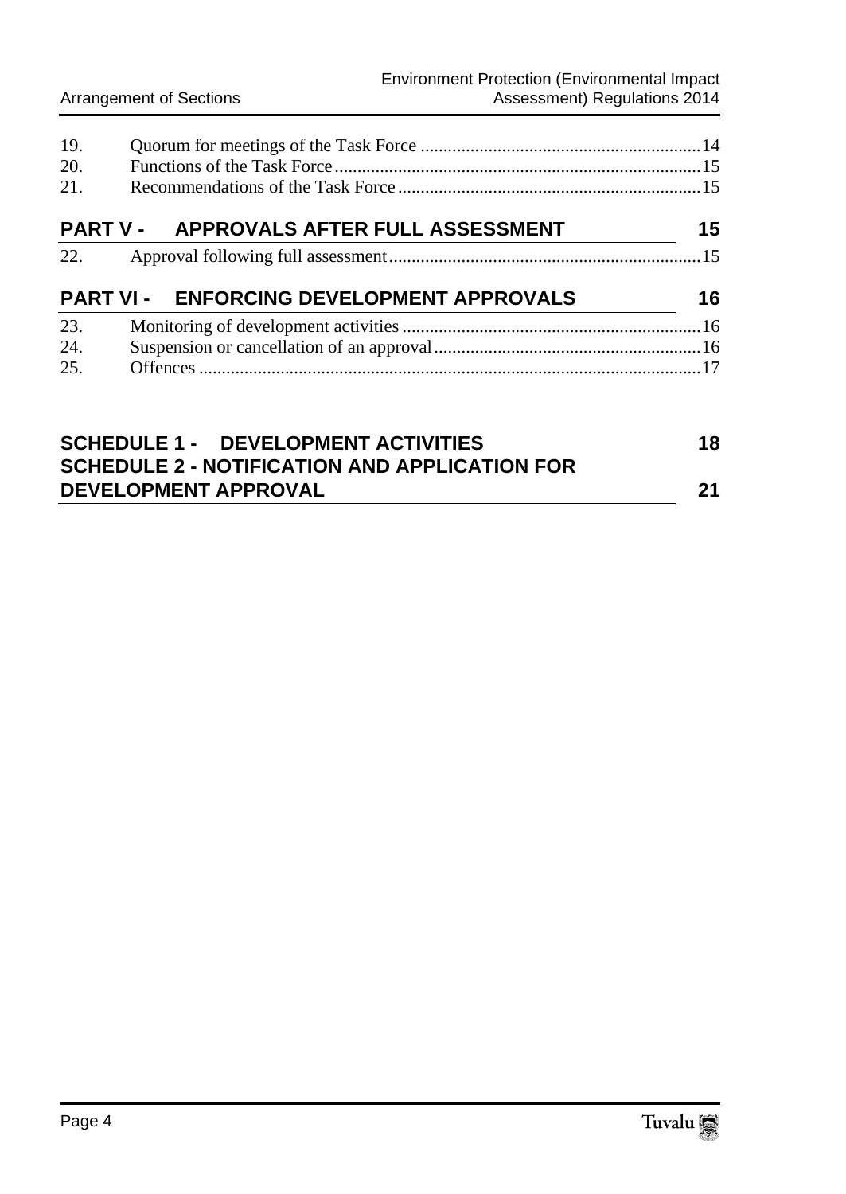| | | |
|---|---|---|
| 19. | Quorum for meetings of the Task Force | 14 |
| 20. | Functions of the Task Force | 15 |
| 21. | Recommendations of the Task Force | 15 |

## PART V - APPROVALS AFTER FULL ASSESSMENT 15

| | | |
|---|---|---|
| 22. | Approval following full assessment | 15 |

## PART VI - ENFORCING DEVELOPMENT APPROVALS 16

| | | |
|---|---|---|
| 23. | Monitoring of development activities | 16 |
| 24. | Suspension or cancellation of an approval | 16 |
| 25. | Offences | 17 |

## SCHEDULE 1 - DEVELOPMENT ACTIVITIES 18

## SCHEDULE 2 - NOTIFICATION AND APPLICATION FOR DEVELOPMENT APPROVAL 21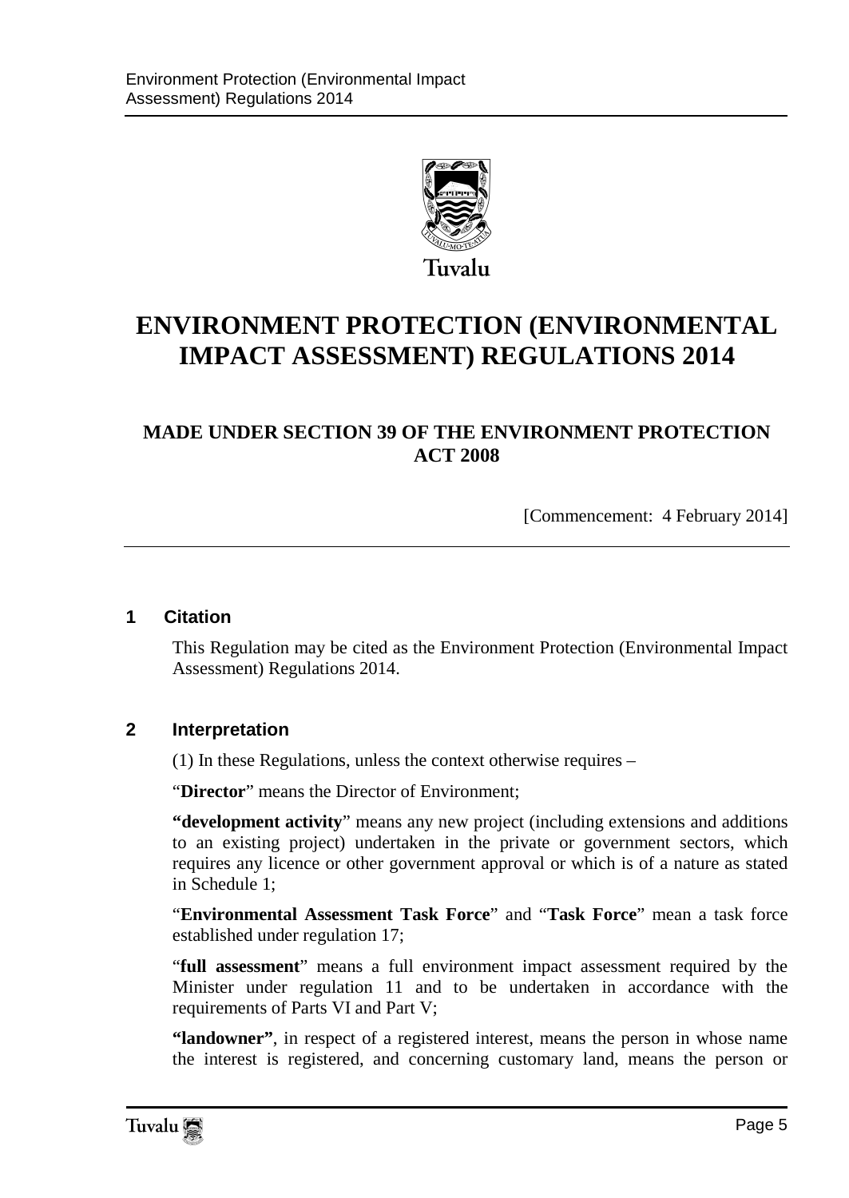Tuvalu

# ENVIRONMENT PROTECTION (ENVIRONMENTAL IMPACT ASSESSMENT) REGULATIONS 2014

## MADE UNDER SECTION 39 OF THE ENVIRONMENT PROTECTION ACT 2008

[Commencement: 4 February 2014]

### 1 Citation

This Regulation may be cited as the Environment Protection (Environmental Impact Assessment) Regulations 2014.

### 2 Interpretation

(1) In these Regulations, unless the context otherwise requires –

"**Director**" means the Director of Environment;

**"development activity**" means any new project (including extensions and additions to an existing project) undertaken in the private or government sectors, which requires any licence or other government approval or which is of a nature as stated in Schedule 1;

"**Environmental Assessment Task Force**" and "**Task Force**" mean a task force established under regulation 17;

"**full assessment**" means a full environment impact assessment required by the Minister under regulation 11 and to be undertaken in accordance with the requirements of Parts VI and Part V;

**"landowner"**, in respect of a registered interest, means the person in whose name the interest is registered, and concerning customary land, means the person or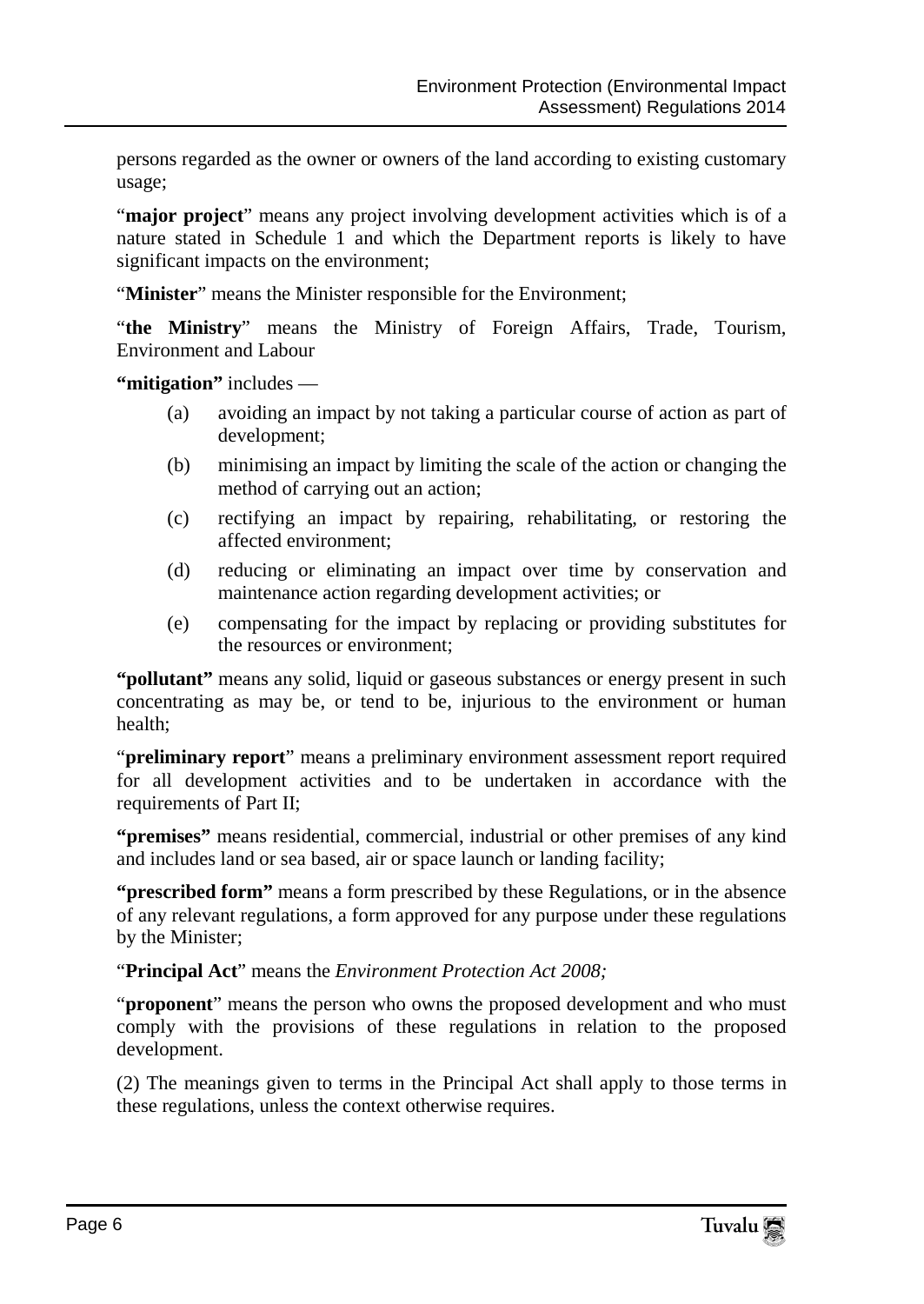persons regarded as the owner or owners of the land according to existing customary usage;

"**major project**" means any project involving development activities which is of a nature stated in Schedule 1 and which the Department reports is likely to have significant impacts on the environment;

"**Minister**" means the Minister responsible for the Environment;

"**the Ministry**" means the Ministry of Foreign Affairs, Trade, Tourism, Environment and Labour

**"mitigation"** includes —

(a) avoiding an impact by not taking a particular course of action as part of development;

(b) minimising an impact by limiting the scale of the action or changing the method of carrying out an action;

(c) rectifying an impact by repairing, rehabilitating, or restoring the affected environment;

(d) reducing or eliminating an impact over time by conservation and maintenance action regarding development activities; or

(e) compensating for the impact by replacing or providing substitutes for the resources or environment;

**"pollutant"** means any solid, liquid or gaseous substances or energy present in such concentrating as may be, or tend to be, injurious to the environment or human health;

"**preliminary report**" means a preliminary environment assessment report required for all development activities and to be undertaken in accordance with the requirements of Part II;

**"premises"** means residential, commercial, industrial or other premises of any kind and includes land or sea based, air or space launch or landing facility;

**"prescribed form"** means a form prescribed by these Regulations, or in the absence of any relevant regulations, a form approved for any purpose under these regulations by the Minister;

"**Principal Act**" means the *Environment Protection Act 2008;*

"**proponent**" means the person who owns the proposed development and who must comply with the provisions of these regulations in relation to the proposed development.

(2) The meanings given to terms in the Principal Act shall apply to those terms in these regulations, unless the context otherwise requires.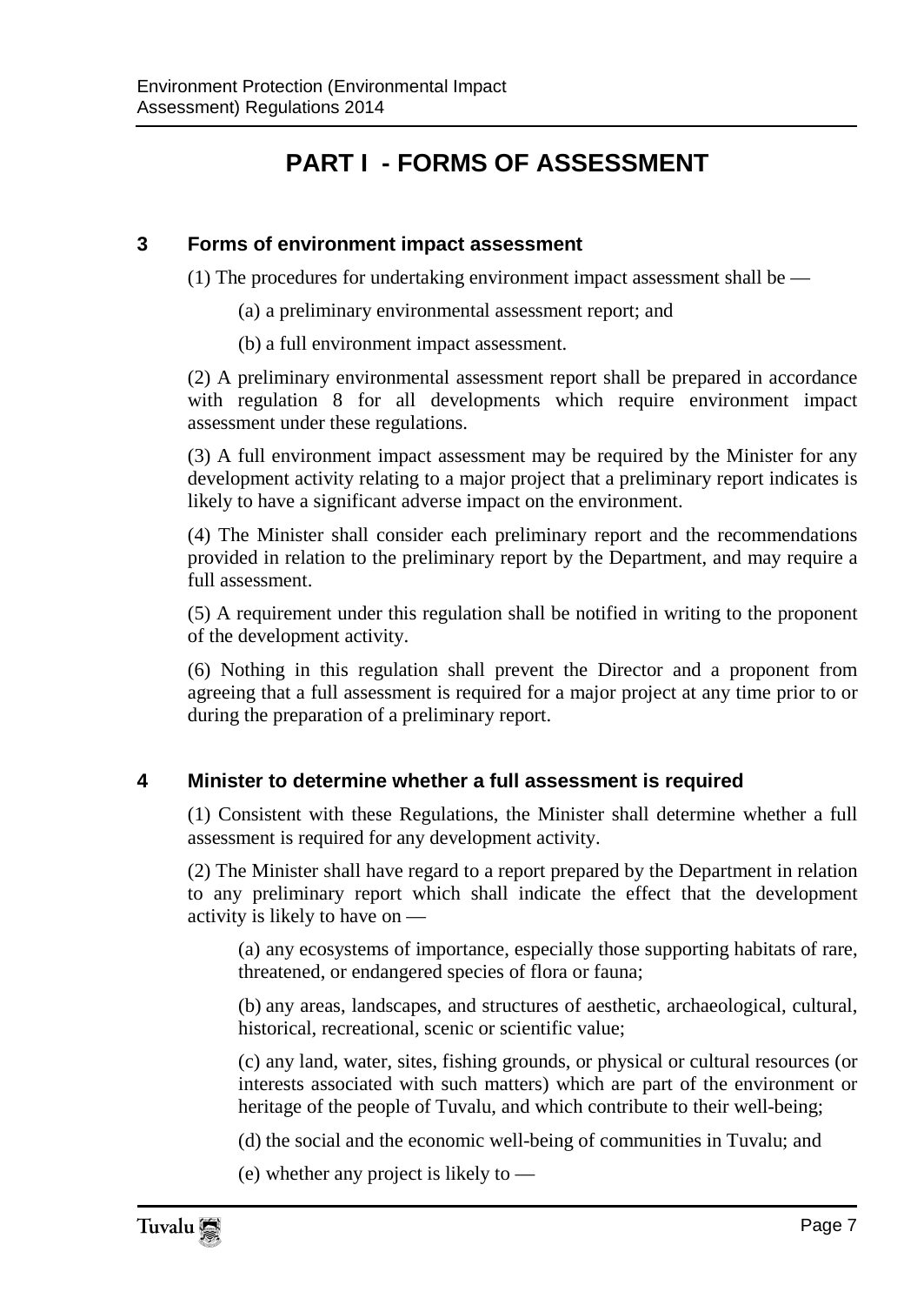# PART I - FORMS OF ASSESSMENT

## 3 Forms of environment impact assessment

(1) The procedures for undertaking environment impact assessment shall be —

(a) a preliminary environmental assessment report; and

(b) a full environment impact assessment.

(2) A preliminary environmental assessment report shall be prepared in accordance with regulation 8 for all developments which require environment impact assessment under these regulations.

(3) A full environment impact assessment may be required by the Minister for any development activity relating to a major project that a preliminary report indicates is likely to have a significant adverse impact on the environment.

(4) The Minister shall consider each preliminary report and the recommendations provided in relation to the preliminary report by the Department, and may require a full assessment.

(5) A requirement under this regulation shall be notified in writing to the proponent of the development activity.

(6) Nothing in this regulation shall prevent the Director and a proponent from agreeing that a full assessment is required for a major project at any time prior to or during the preparation of a preliminary report.

## 4 Minister to determine whether a full assessment is required

(1) Consistent with these Regulations, the Minister shall determine whether a full assessment is required for any development activity.

(2) The Minister shall have regard to a report prepared by the Department in relation to any preliminary report which shall indicate the effect that the development activity is likely to have on —

(a) any ecosystems of importance, especially those supporting habitats of rare, threatened, or endangered species of flora or fauna;

(b) any areas, landscapes, and structures of aesthetic, archaeological, cultural, historical, recreational, scenic or scientific value;

(c) any land, water, sites, fishing grounds, or physical or cultural resources (or interests associated with such matters) which are part of the environment or heritage of the people of Tuvalu, and which contribute to their well-being;

(d) the social and the economic well-being of communities in Tuvalu; and

(e) whether any project is likely to —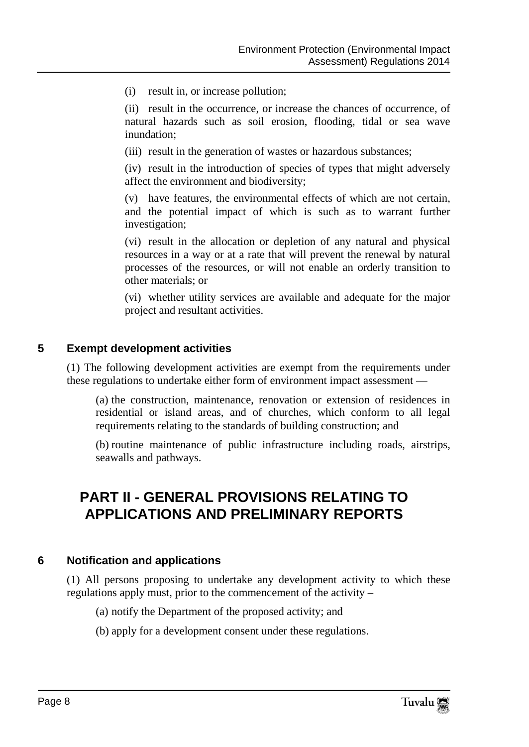(i) result in, or increase pollution;

(ii) result in the occurrence, or increase the chances of occurrence, of natural hazards such as soil erosion, flooding, tidal or sea wave inundation;

(iii) result in the generation of wastes or hazardous substances;

(iv) result in the introduction of species of types that might adversely affect the environment and biodiversity;

(v) have features, the environmental effects of which are not certain, and the potential impact of which is such as to warrant further investigation;

(vi) result in the allocation or depletion of any natural and physical resources in a way or at a rate that will prevent the renewal by natural processes of the resources, or will not enable an orderly transition to other materials; or

(vi) whether utility services are available and adequate for the major project and resultant activities.

### 5 Exempt development activities

(1) The following development activities are exempt from the requirements under these regulations to undertake either form of environment impact assessment —

(a) the construction, maintenance, renovation or extension of residences in residential or island areas, and of churches, which conform to all legal requirements relating to the standards of building construction; and

(b) routine maintenance of public infrastructure including roads, airstrips, seawalls and pathways.

## PART II - GENERAL PROVISIONS RELATING TO APPLICATIONS AND PRELIMINARY REPORTS

### 6 Notification and applications

(1) All persons proposing to undertake any development activity to which these regulations apply must, prior to the commencement of the activity –

(a) notify the Department of the proposed activity; and

(b) apply for a development consent under these regulations.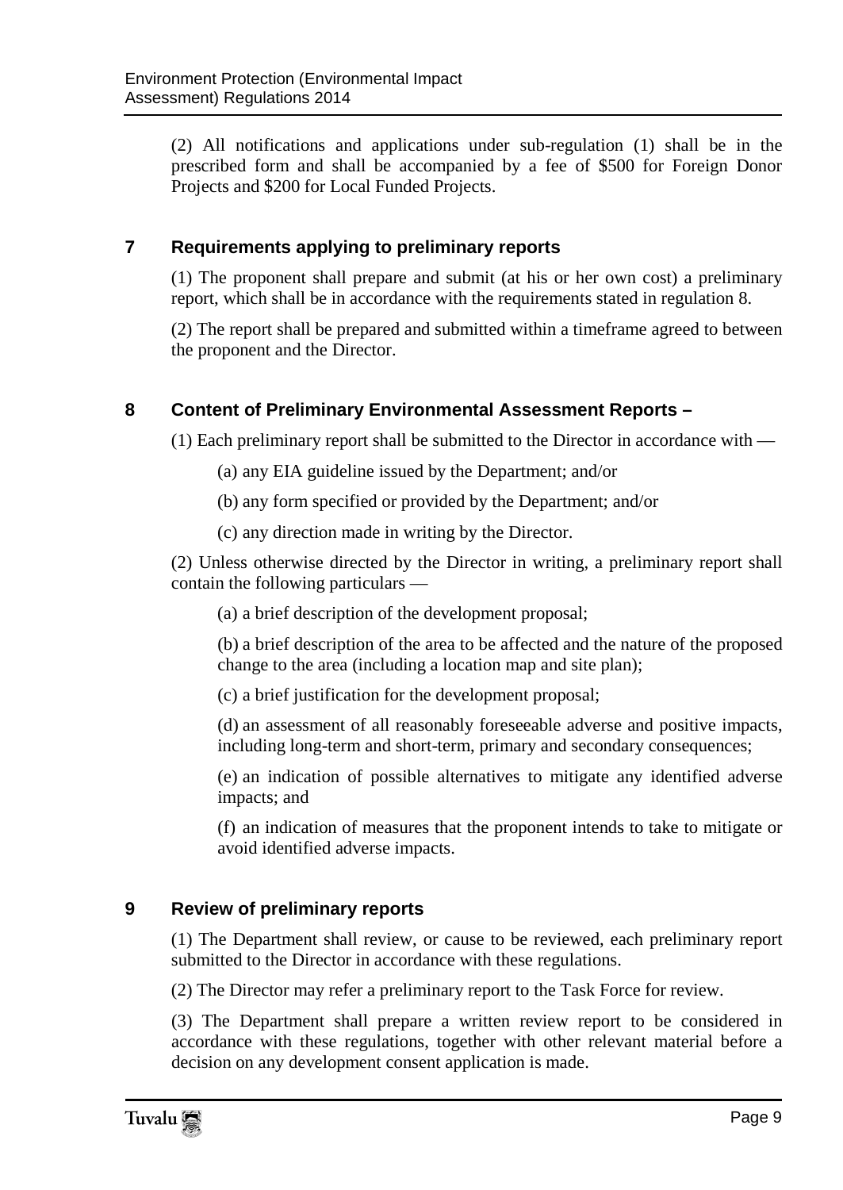(2) All notifications and applications under sub-regulation (1) shall be in the prescribed form and shall be accompanied by a fee of $500 for Foreign Donor Projects and $200 for Local Funded Projects.

## 7 Requirements applying to preliminary reports

(1) The proponent shall prepare and submit (at his or her own cost) a preliminary report, which shall be in accordance with the requirements stated in regulation 8.

(2) The report shall be prepared and submitted within a timeframe agreed to between the proponent and the Director.

## 8 Content of Preliminary Environmental Assessment Reports –

(1) Each preliminary report shall be submitted to the Director in accordance with —

(a) any EIA guideline issued by the Department; and/or

(b) any form specified or provided by the Department; and/or

(c) any direction made in writing by the Director.

(2) Unless otherwise directed by the Director in writing, a preliminary report shall contain the following particulars —

(a) a brief description of the development proposal;

(b) a brief description of the area to be affected and the nature of the proposed change to the area (including a location map and site plan);

(c) a brief justification for the development proposal;

(d) an assessment of all reasonably foreseeable adverse and positive impacts, including long-term and short-term, primary and secondary consequences;

(e) an indication of possible alternatives to mitigate any identified adverse impacts; and

(f) an indication of measures that the proponent intends to take to mitigate or avoid identified adverse impacts.

## 9 Review of preliminary reports

(1) The Department shall review, or cause to be reviewed, each preliminary report submitted to the Director in accordance with these regulations.

(2) The Director may refer a preliminary report to the Task Force for review.

(3) The Department shall prepare a written review report to be considered in accordance with these regulations, together with other relevant material before a decision on any development consent application is made.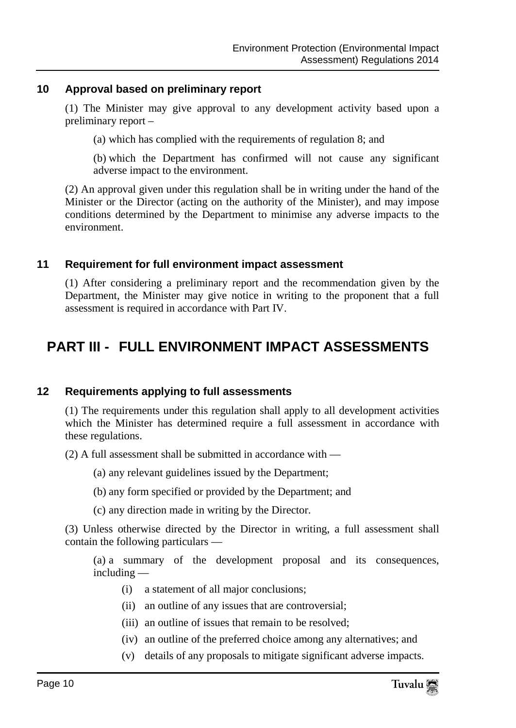### 10 Approval based on preliminary report

(1) The Minister may give approval to any development activity based upon a preliminary report –

(a) which has complied with the requirements of regulation 8; and

(b) which the Department has confirmed will not cause any significant adverse impact to the environment.

(2) An approval given under this regulation shall be in writing under the hand of the Minister or the Director (acting on the authority of the Minister), and may impose conditions determined by the Department to minimise any adverse impacts to the environment.

### 11 Requirement for full environment impact assessment

(1) After considering a preliminary report and the recommendation given by the Department, the Minister may give notice in writing to the proponent that a full assessment is required in accordance with Part IV.

## PART III - FULL ENVIRONMENT IMPACT ASSESSMENTS

### 12 Requirements applying to full assessments

(1) The requirements under this regulation shall apply to all development activities which the Minister has determined require a full assessment in accordance with these regulations.

(2) A full assessment shall be submitted in accordance with —

(a) any relevant guidelines issued by the Department;

(b) any form specified or provided by the Department; and

(c) any direction made in writing by the Director.

(3) Unless otherwise directed by the Director in writing, a full assessment shall contain the following particulars —

(a) a summary of the development proposal and its consequences, including —

(i) a statement of all major conclusions;

(ii) an outline of any issues that are controversial;

(iii) an outline of issues that remain to be resolved;

(iv) an outline of the preferred choice among any alternatives; and

(v) details of any proposals to mitigate significant adverse impacts.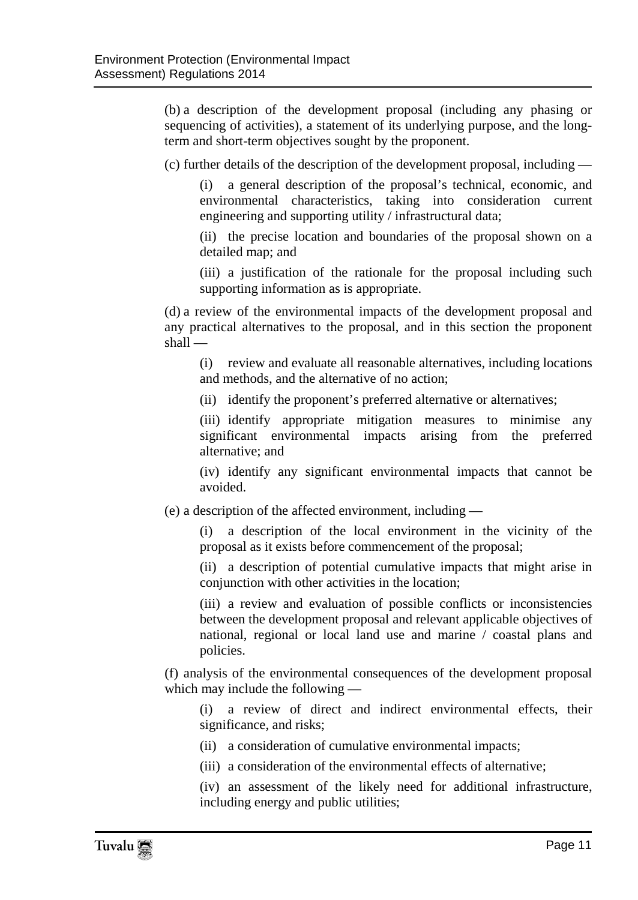(b) a description of the development proposal (including any phasing or sequencing of activities), a statement of its underlying purpose, and the long-term and short-term objectives sought by the proponent.

(c) further details of the description of the development proposal, including —

> (i) a general description of the proposal's technical, economic, and environmental characteristics, taking into consideration current engineering and supporting utility / infrastructural data;
>
> (ii) the precise location and boundaries of the proposal shown on a detailed map; and
>
> (iii) a justification of the rationale for the proposal including such supporting information as is appropriate.

(d) a review of the environmental impacts of the development proposal and any practical alternatives to the proposal, and in this section the proponent shall —

> (i) review and evaluate all reasonable alternatives, including locations and methods, and the alternative of no action;
>
> (ii) identify the proponent's preferred alternative or alternatives;
>
> (iii) identify appropriate mitigation measures to minimise any significant environmental impacts arising from the preferred alternative; and
>
> (iv) identify any significant environmental impacts that cannot be avoided.

(e) a description of the affected environment, including —

> (i) a description of the local environment in the vicinity of the proposal as it exists before commencement of the proposal;
>
> (ii) a description of potential cumulative impacts that might arise in conjunction with other activities in the location;
>
> (iii) a review and evaluation of possible conflicts or inconsistencies between the development proposal and relevant applicable objectives of national, regional or local land use and marine / coastal plans and policies.

(f) analysis of the environmental consequences of the development proposal which may include the following —

> (i) a review of direct and indirect environmental effects, their significance, and risks;
>
> (ii) a consideration of cumulative environmental impacts;
>
> (iii) a consideration of the environmental effects of alternative;
>
> (iv) an assessment of the likely need for additional infrastructure, including energy and public utilities;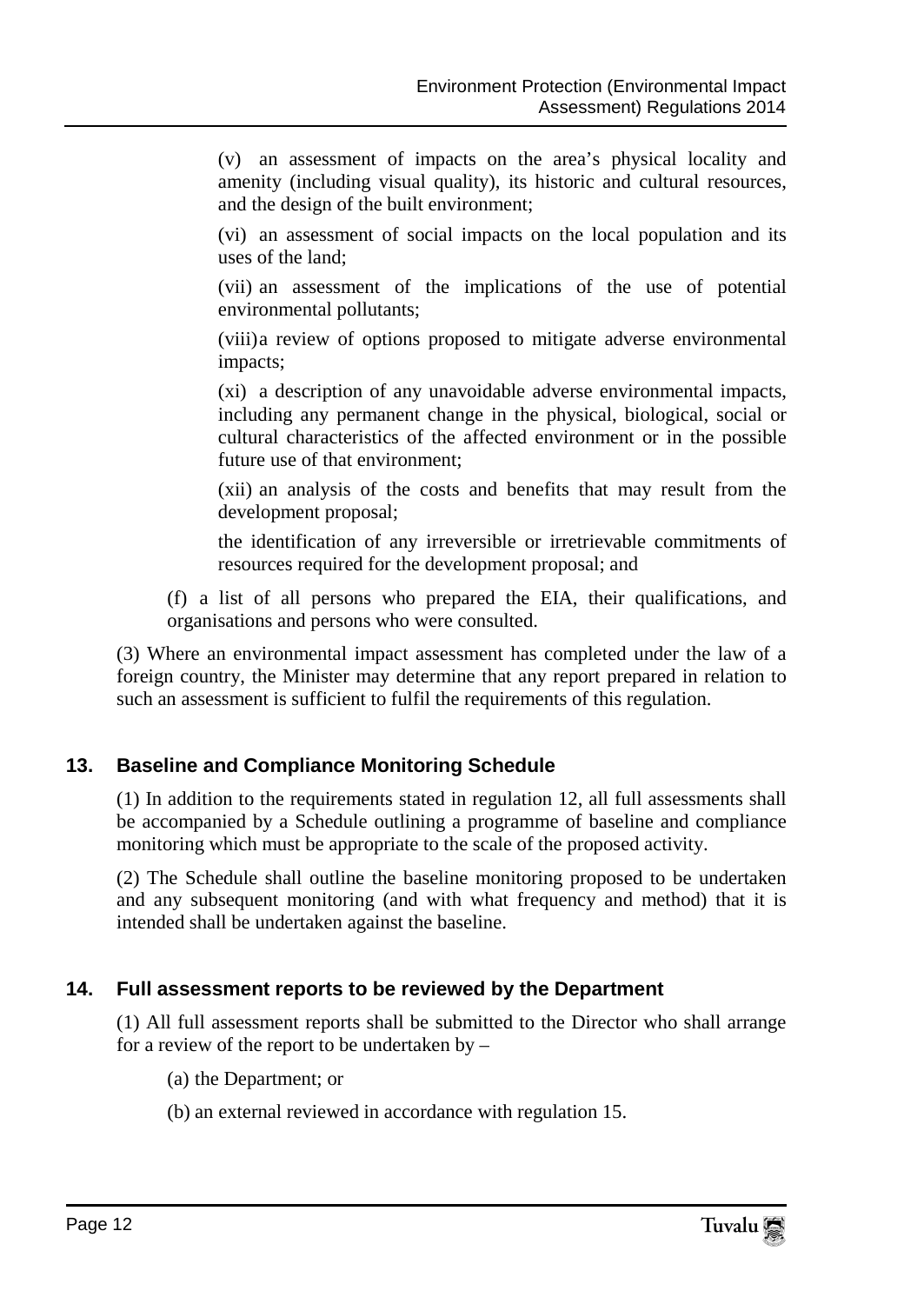(v) an assessment of impacts on the area's physical locality and amenity (including visual quality), its historic and cultural resources, and the design of the built environment;

(vi) an assessment of social impacts on the local population and its uses of the land;

(vii) an assessment of the implications of the use of potential environmental pollutants;

(viii) a review of options proposed to mitigate adverse environmental impacts;

(xi) a description of any unavoidable adverse environmental impacts, including any permanent change in the physical, biological, social or cultural characteristics of the affected environment or in the possible future use of that environment;

(xii) an analysis of the costs and benefits that may result from the development proposal;

the identification of any irreversible or irretrievable commitments of resources required for the development proposal; and

(f) a list of all persons who prepared the EIA, their qualifications, and organisations and persons who were consulted.

(3) Where an environmental impact assessment has completed under the law of a foreign country, the Minister may determine that any report prepared in relation to such an assessment is sufficient to fulfil the requirements of this regulation.

## 13. Baseline and Compliance Monitoring Schedule

(1) In addition to the requirements stated in regulation 12, all full assessments shall be accompanied by a Schedule outlining a programme of baseline and compliance monitoring which must be appropriate to the scale of the proposed activity.

(2) The Schedule shall outline the baseline monitoring proposed to be undertaken and any subsequent monitoring (and with what frequency and method) that it is intended shall be undertaken against the baseline.

## 14. Full assessment reports to be reviewed by the Department

(1) All full assessment reports shall be submitted to the Director who shall arrange for a review of the report to be undertaken by –

(a) the Department; or

(b) an external reviewed in accordance with regulation 15.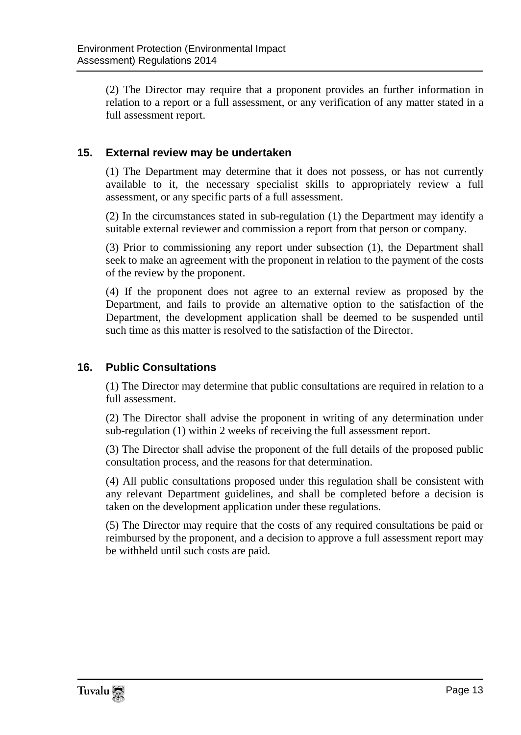(2) The Director may require that a proponent provides an further information in relation to a report or a full assessment, or any verification of any matter stated in a full assessment report.

## 15. External review may be undertaken

(1) The Department may determine that it does not possess, or has not currently available to it, the necessary specialist skills to appropriately review a full assessment, or any specific parts of a full assessment.

(2) In the circumstances stated in sub-regulation (1) the Department may identify a suitable external reviewer and commission a report from that person or company.

(3) Prior to commissioning any report under subsection (1), the Department shall seek to make an agreement with the proponent in relation to the payment of the costs of the review by the proponent.

(4) If the proponent does not agree to an external review as proposed by the Department, and fails to provide an alternative option to the satisfaction of the Department, the development application shall be deemed to be suspended until such time as this matter is resolved to the satisfaction of the Director.

## 16. Public Consultations

(1) The Director may determine that public consultations are required in relation to a full assessment.

(2) The Director shall advise the proponent in writing of any determination under sub-regulation (1) within 2 weeks of receiving the full assessment report.

(3) The Director shall advise the proponent of the full details of the proposed public consultation process, and the reasons for that determination.

(4) All public consultations proposed under this regulation shall be consistent with any relevant Department guidelines, and shall be completed before a decision is taken on the development application under these regulations.

(5) The Director may require that the costs of any required consultations be paid or reimbursed by the proponent, and a decision to approve a full assessment report may be withheld until such costs are paid.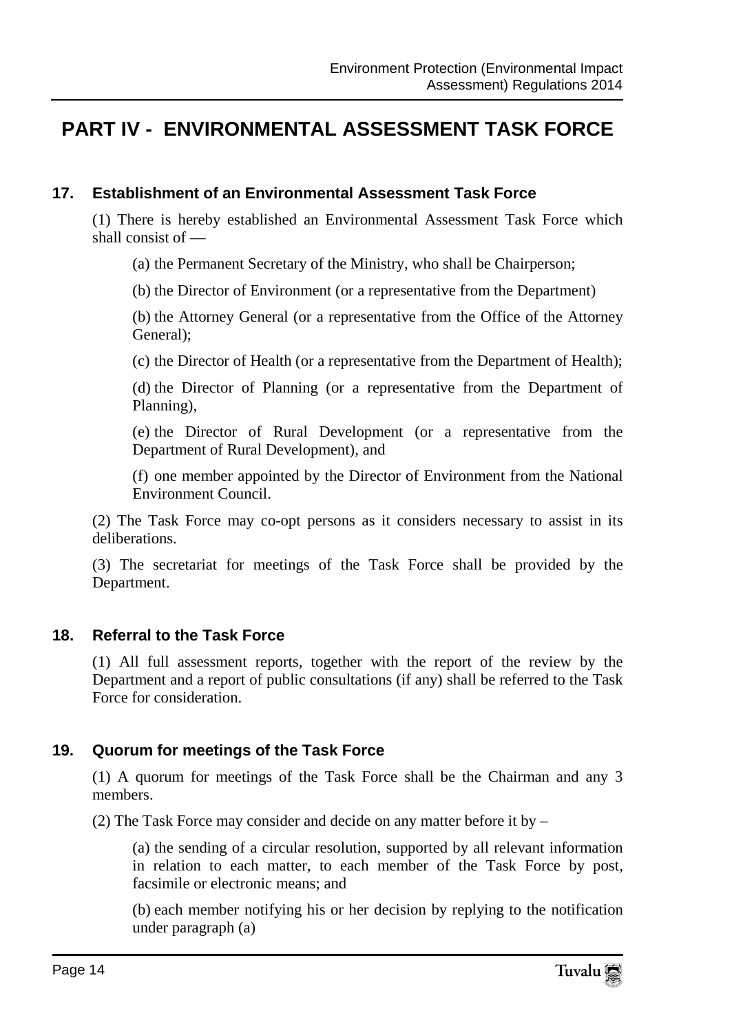# PART IV - ENVIRONMENTAL ASSESSMENT TASK FORCE

### 17. Establishment of an Environmental Assessment Task Force

(1) There is hereby established an Environmental Assessment Task Force which shall consist of —

(a) the Permanent Secretary of the Ministry, who shall be Chairperson;

(b) the Director of Environment (or a representative from the Department)

(b) the Attorney General (or a representative from the Office of the Attorney General);

(c) the Director of Health (or a representative from the Department of Health);

(d) the Director of Planning (or a representative from the Department of Planning),

(e) the Director of Rural Development (or a representative from the Department of Rural Development), and

(f) one member appointed by the Director of Environment from the National Environment Council.

(2) The Task Force may co-opt persons as it considers necessary to assist in its deliberations.

(3) The secretariat for meetings of the Task Force shall be provided by the Department.

### 18. Referral to the Task Force

(1) All full assessment reports, together with the report of the review by the Department and a report of public consultations (if any) shall be referred to the Task Force for consideration.

### 19. Quorum for meetings of the Task Force

(1) A quorum for meetings of the Task Force shall be the Chairman and any 3 members.

(2) The Task Force may consider and decide on any matter before it by –

(a) the sending of a circular resolution, supported by all relevant information in relation to each matter, to each member of the Task Force by post, facsimile or electronic means; and

(b) each member notifying his or her decision by replying to the notification under paragraph (a)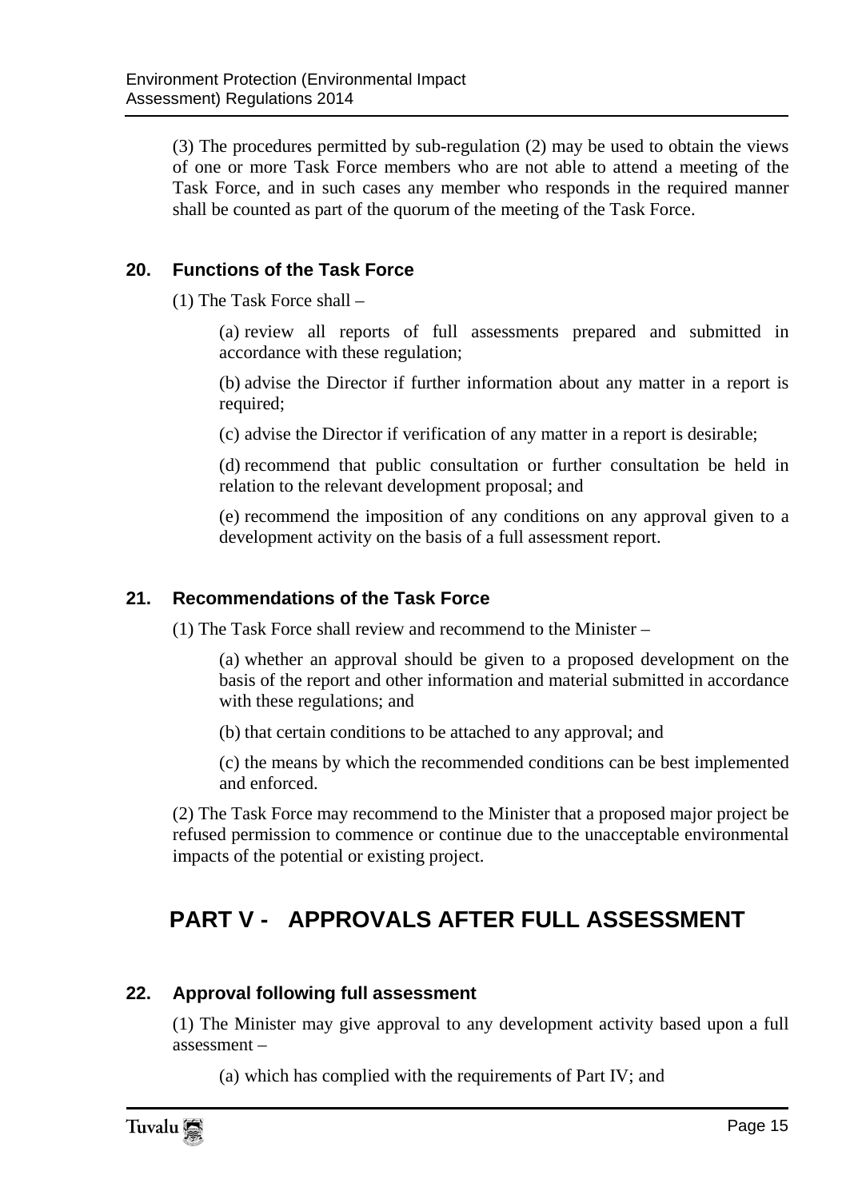(3) The procedures permitted by sub-regulation (2) may be used to obtain the views of one or more Task Force members who are not able to attend a meeting of the Task Force, and in such cases any member who responds in the required manner shall be counted as part of the quorum of the meeting of the Task Force.

### 20. Functions of the Task Force

(1) The Task Force shall –

(a) review all reports of full assessments prepared and submitted in accordance with these regulation;

(b) advise the Director if further information about any matter in a report is required;

(c) advise the Director if verification of any matter in a report is desirable;

(d) recommend that public consultation or further consultation be held in relation to the relevant development proposal; and

(e) recommend the imposition of any conditions on any approval given to a development activity on the basis of a full assessment report.

### 21. Recommendations of the Task Force

(1) The Task Force shall review and recommend to the Minister –

(a) whether an approval should be given to a proposed development on the basis of the report and other information and material submitted in accordance with these regulations; and

(b) that certain conditions to be attached to any approval; and

(c) the means by which the recommended conditions can be best implemented and enforced.

(2) The Task Force may recommend to the Minister that a proposed major project be refused permission to commence or continue due to the unacceptable environmental impacts of the potential or existing project.

## PART V - APPROVALS AFTER FULL ASSESSMENT

### 22. Approval following full assessment

(1) The Minister may give approval to any development activity based upon a full assessment –

(a) which has complied with the requirements of Part IV; and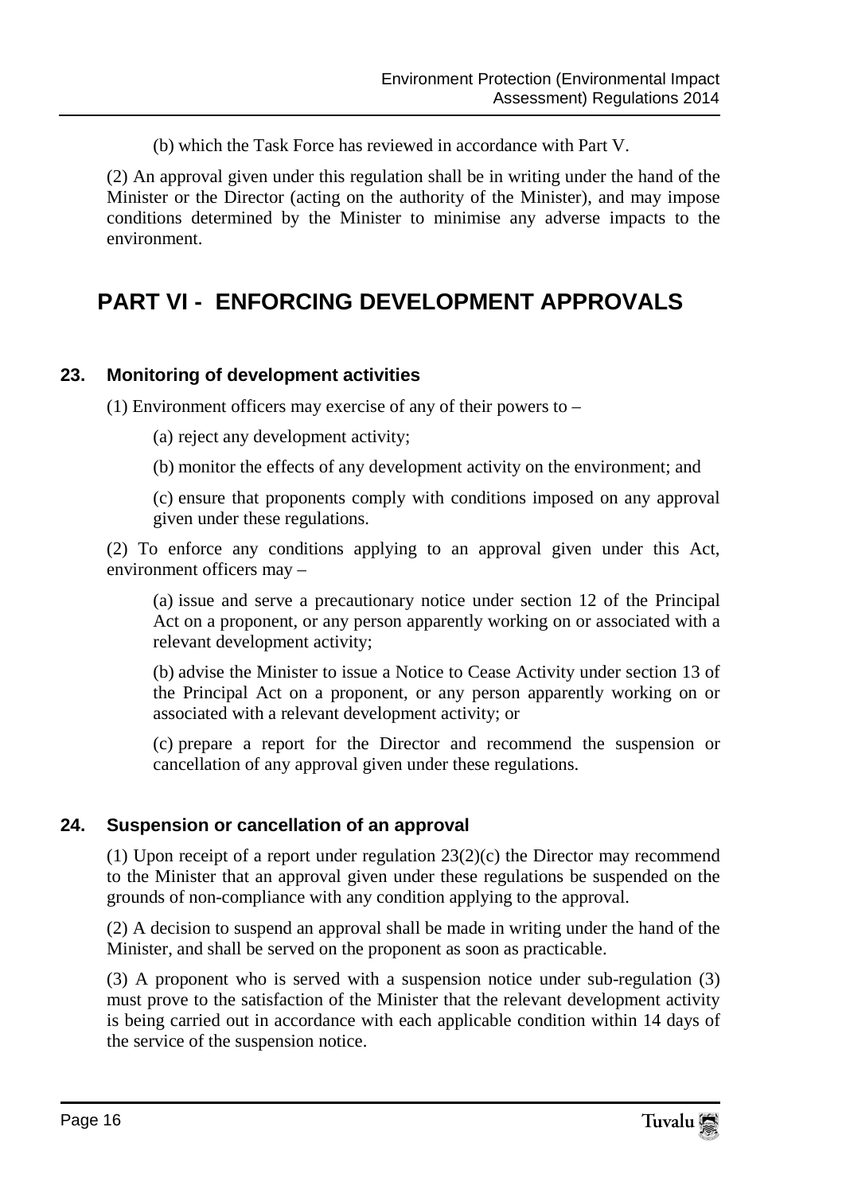(b) which the Task Force has reviewed in accordance with Part V.

(2) An approval given under this regulation shall be in writing under the hand of the Minister or the Director (acting on the authority of the Minister), and may impose conditions determined by the Minister to minimise any adverse impacts to the environment.

# PART VI - ENFORCING DEVELOPMENT APPROVALS

### 23. Monitoring of development activities

(1) Environment officers may exercise of any of their powers to –

(a) reject any development activity;

(b) monitor the effects of any development activity on the environment; and

(c) ensure that proponents comply with conditions imposed on any approval given under these regulations.

(2) To enforce any conditions applying to an approval given under this Act, environment officers may –

(a) issue and serve a precautionary notice under section 12 of the Principal Act on a proponent, or any person apparently working on or associated with a relevant development activity;

(b) advise the Minister to issue a Notice to Cease Activity under section 13 of the Principal Act on a proponent, or any person apparently working on or associated with a relevant development activity; or

(c) prepare a report for the Director and recommend the suspension or cancellation of any approval given under these regulations.

### 24. Suspension or cancellation of an approval

(1) Upon receipt of a report under regulation 23(2)(c) the Director may recommend to the Minister that an approval given under these regulations be suspended on the grounds of non-compliance with any condition applying to the approval.

(2) A decision to suspend an approval shall be made in writing under the hand of the Minister, and shall be served on the proponent as soon as practicable.

(3) A proponent who is served with a suspension notice under sub-regulation (3) must prove to the satisfaction of the Minister that the relevant development activity is being carried out in accordance with each applicable condition within 14 days of the service of the suspension notice.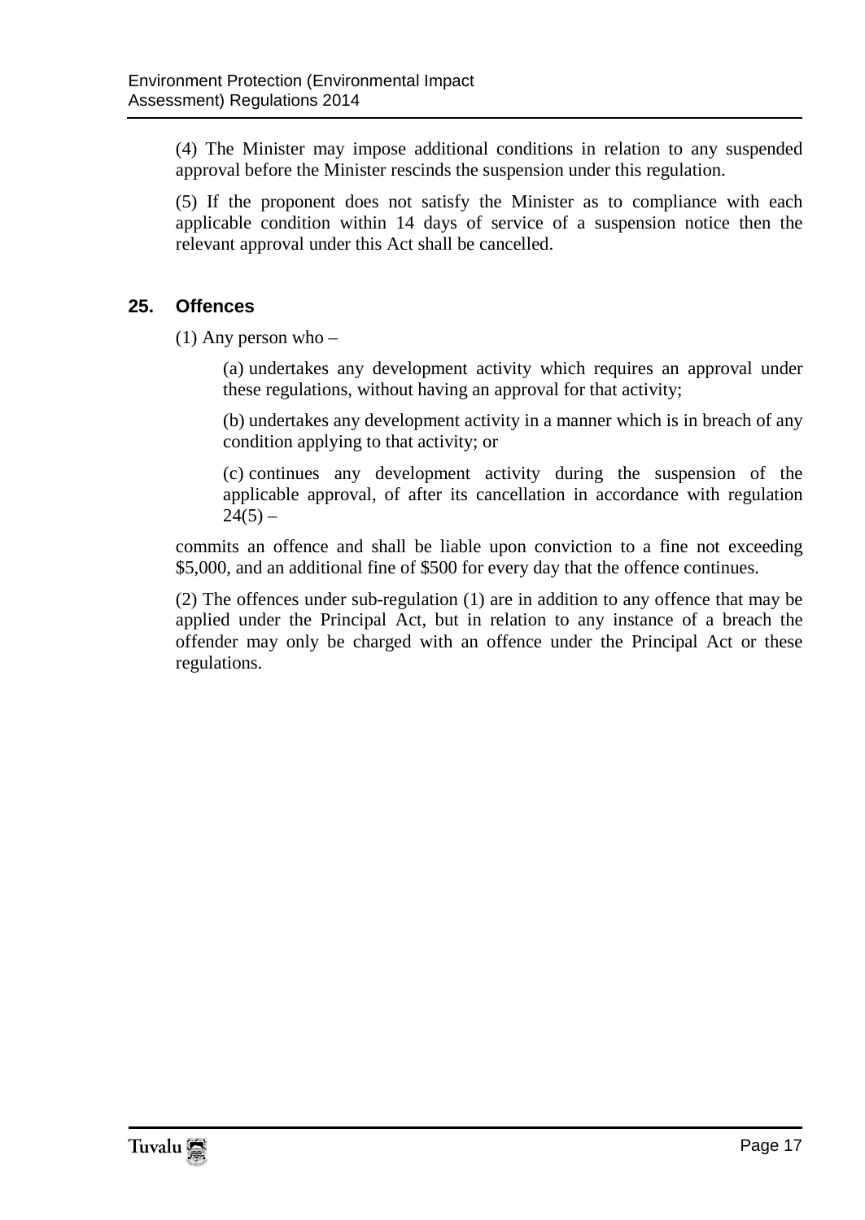(4) The Minister may impose additional conditions in relation to any suspended approval before the Minister rescinds the suspension under this regulation.

(5) If the proponent does not satisfy the Minister as to compliance with each applicable condition within 14 days of service of a suspension notice then the relevant approval under this Act shall be cancelled.

## 25. Offences

(1) Any person who –

(a) undertakes any development activity which requires an approval under these regulations, without having an approval for that activity;

(b) undertakes any development activity in a manner which is in breach of any condition applying to that activity; or

(c) continues any development activity during the suspension of the applicable approval, of after its cancellation in accordance with regulation 24(5) –

commits an offence and shall be liable upon conviction to a fine not exceeding $5,000, and an additional fine of $500 for every day that the offence continues.

(2) The offences under sub-regulation (1) are in addition to any offence that may be applied under the Principal Act, but in relation to any instance of a breach the offender may only be charged with an offence under the Principal Act or these regulations.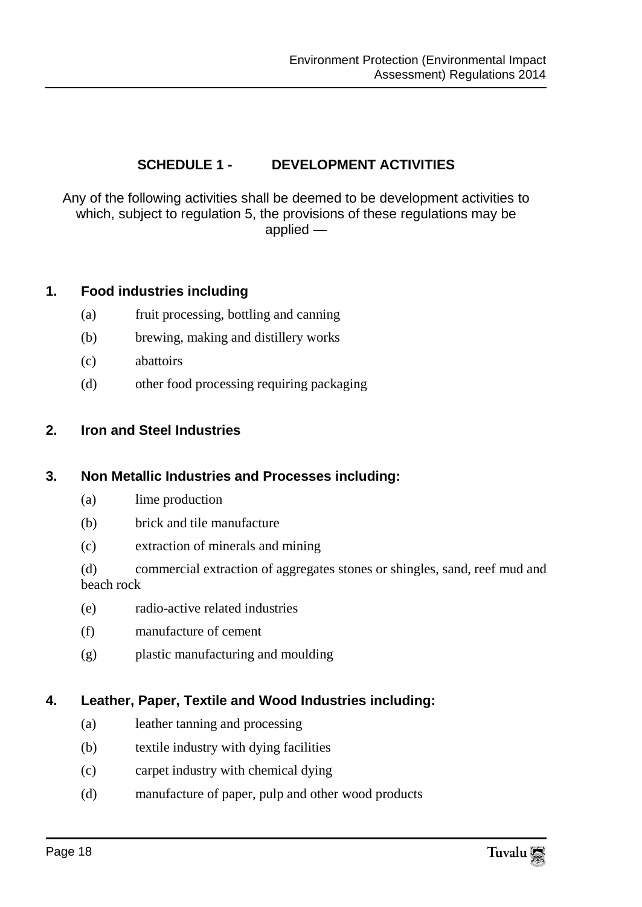## SCHEDULE 1 - DEVELOPMENT ACTIVITIES

Any of the following activities shall be deemed to be development activities to which, subject to regulation 5, the provisions of these regulations may be applied —

### 1. Food industries including

(a) fruit processing, bottling and canning

(b) brewing, making and distillery works

(c) abattoirs

(d) other food processing requiring packaging

### 2. Iron and Steel Industries

### 3. Non Metallic Industries and Processes including:

(a) lime production

(b) brick and tile manufacture

(c) extraction of minerals and mining

(d) commercial extraction of aggregates stones or shingles, sand, reef mud and beach rock

(e) radio-active related industries

(f) manufacture of cement

(g) plastic manufacturing and moulding

### 4. Leather, Paper, Textile and Wood Industries including:

(a) leather tanning and processing

(b) textile industry with dying facilities

(c) carpet industry with chemical dying

(d) manufacture of paper, pulp and other wood products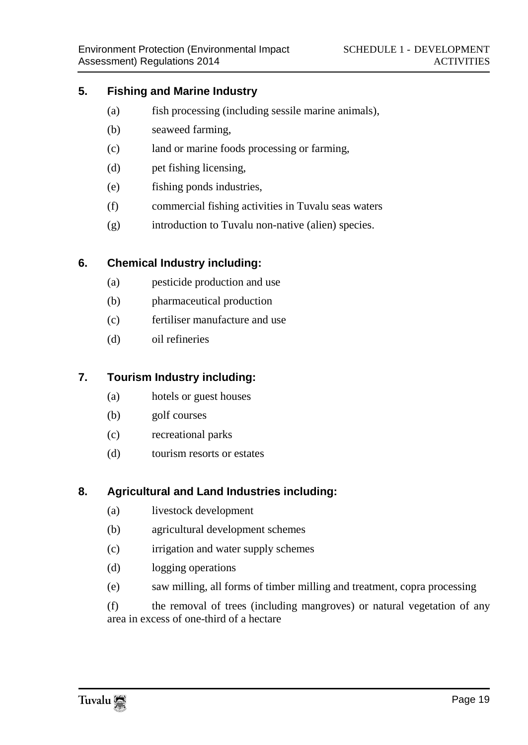### 5. Fishing and Marine Industry

(a) fish processing (including sessile marine animals),

(b) seaweed farming,

(c) land or marine foods processing or farming,

(d) pet fishing licensing,

(e) fishing ponds industries,

(f) commercial fishing activities in Tuvalu seas waters

(g) introduction to Tuvalu non-native (alien) species.

### 6. Chemical Industry including:

(a) pesticide production and use

(b) pharmaceutical production

(c) fertiliser manufacture and use

(d) oil refineries

### 7. Tourism Industry including:

(a) hotels or guest houses

(b) golf courses

(c) recreational parks

(d) tourism resorts or estates

### 8. Agricultural and Land Industries including:

(a) livestock development

(b) agricultural development schemes

(c) irrigation and water supply schemes

(d) logging operations

(e) saw milling, all forms of timber milling and treatment, copra processing

(f) the removal of trees (including mangroves) or natural vegetation of any area in excess of one-third of a hectare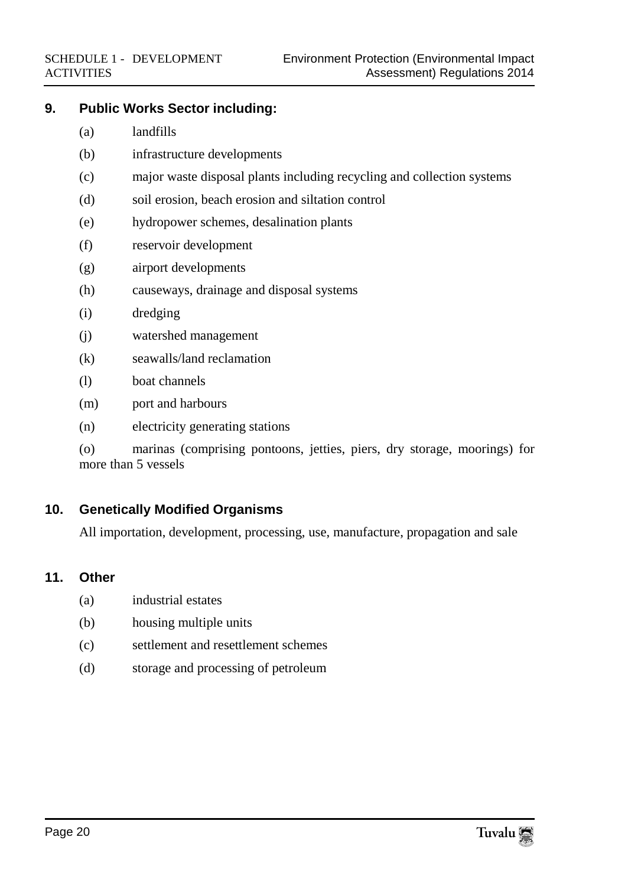## 9. Public Works Sector including:

(a) landfills

(b) infrastructure developments

(c) major waste disposal plants including recycling and collection systems

(d) soil erosion, beach erosion and siltation control

(e) hydropower schemes, desalination plants

(f) reservoir development

(g) airport developments

(h) causeways, drainage and disposal systems

(i) dredging

(j) watershed management

(k) seawalls/land reclamation

(l) boat channels

(m) port and harbours

(n) electricity generating stations

(o) marinas (comprising pontoons, jetties, piers, dry storage, moorings) for more than 5 vessels

## 10. Genetically Modified Organisms

All importation, development, processing, use, manufacture, propagation and sale

## 11. Other

(a) industrial estates

(b) housing multiple units

(c) settlement and resettlement schemes

(d) storage and processing of petroleum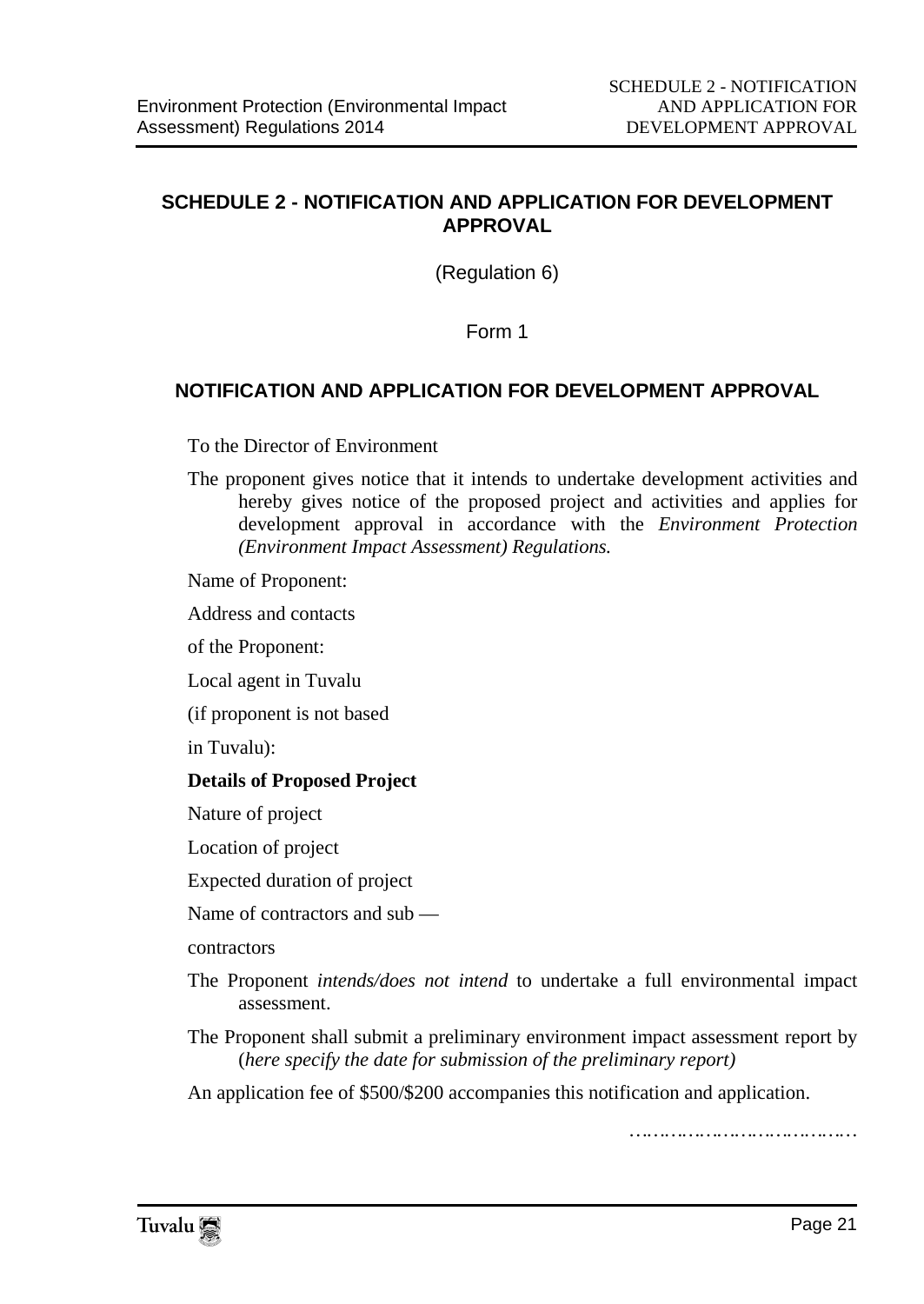## SCHEDULE 2 - NOTIFICATION AND APPLICATION FOR DEVELOPMENT APPROVAL

(Regulation 6)

Form 1

### NOTIFICATION AND APPLICATION FOR DEVELOPMENT APPROVAL

To the Director of Environment

The proponent gives notice that it intends to undertake development activities and hereby gives notice of the proposed project and activities and applies for development approval in accordance with the *Environment Protection (Environment Impact Assessment) Regulations.*

Name of Proponent:

Address and contacts

of the Proponent:

Local agent in Tuvalu

(if proponent is not based

in Tuvalu):

**Details of Proposed Project**

Nature of project

Location of project

Expected duration of project

Name of contractors and sub —

contractors

The Proponent *intends/does not intend* to undertake a full environmental impact assessment.

The Proponent shall submit a preliminary environment impact assessment report by (*here specify the date for submission of the preliminary report)*

An application fee of $500/$200 accompanies this notification and application.

…………………………………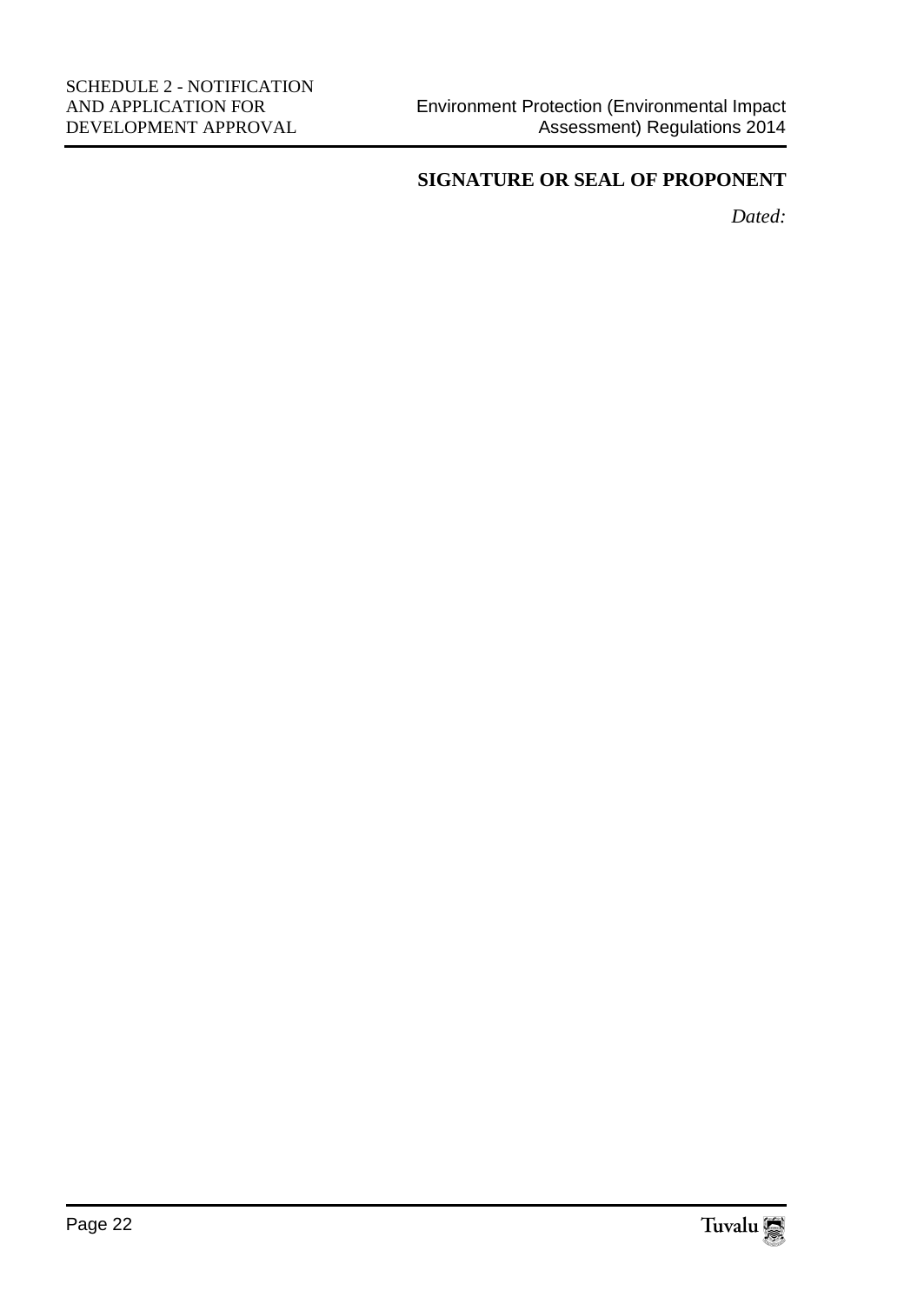**SIGNATURE OR SEAL OF PROPONENT**

*Dated:*